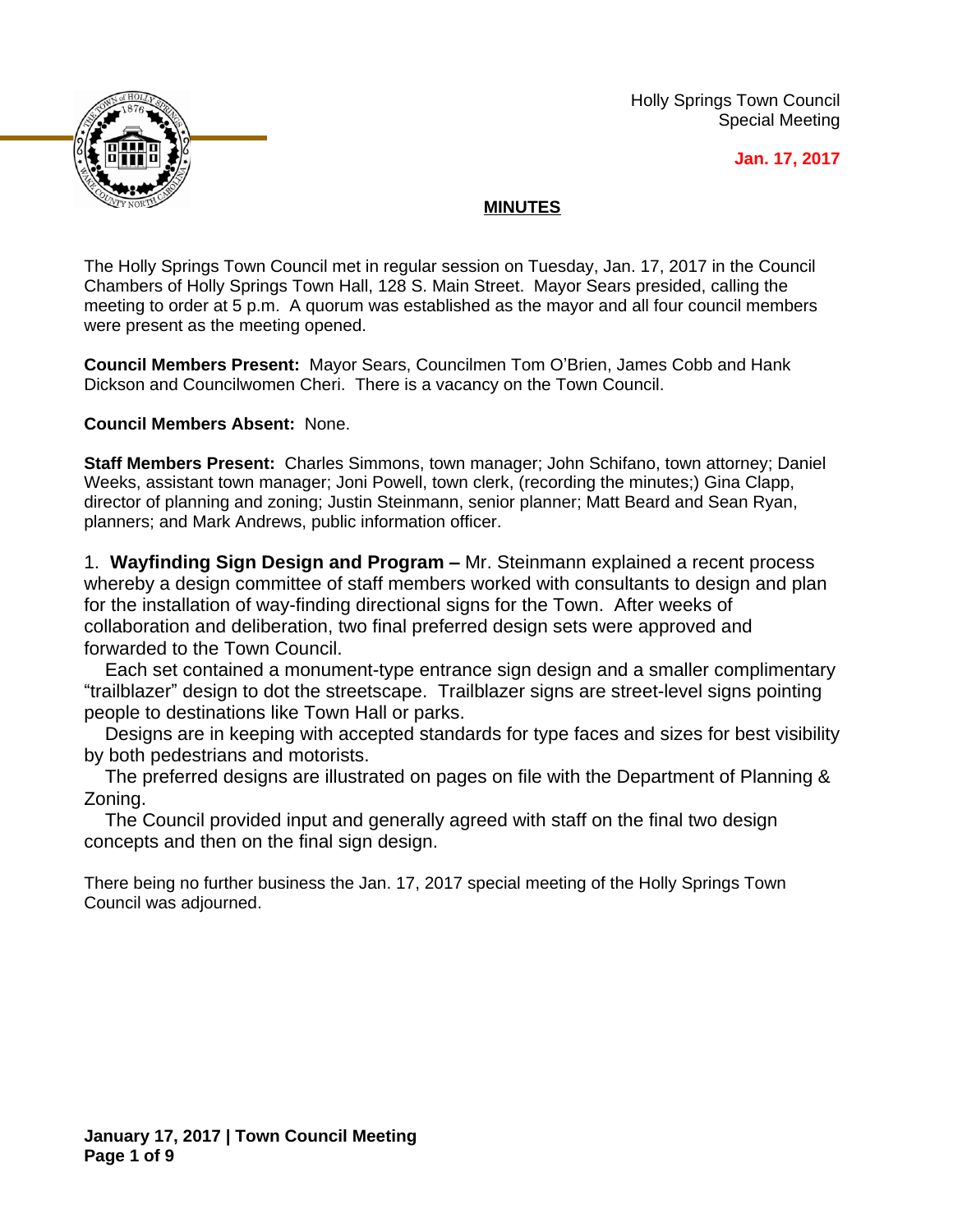Holly Springs Town Council
Special Meeting

**Jan. 17, 2017**

## MINUTES

The Holly Springs Town Council met in regular session on Tuesday, Jan. 17, 2017 in the Council Chambers of Holly Springs Town Hall, 128 S. Main Street. Mayor Sears presided, calling the meeting to order at 5 p.m. A quorum was established as the mayor and all four council members were present as the meeting opened.

**Council Members Present:** Mayor Sears, Councilmen Tom O'Brien, James Cobb and Hank Dickson and Councilwomen Cheri. There is a vacancy on the Town Council.

**Council Members Absent:** None.

**Staff Members Present:** Charles Simmons, town manager; John Schifano, town attorney; Daniel Weeks, assistant town manager; Joni Powell, town clerk, (recording the minutes;) Gina Clapp, director of planning and zoning; Justin Steinmann, senior planner; Matt Beard and Sean Ryan, planners; and Mark Andrews, public information officer.

1. **Wayfinding Sign Design and Program –** Mr. Steinmann explained a recent process whereby a design committee of staff members worked with consultants to design and plan for the installation of way-finding directional signs for the Town. After weeks of collaboration and deliberation, two final preferred design sets were approved and forwarded to the Town Council.

Each set contained a monument-type entrance sign design and a smaller complimentary "trailblazer" design to dot the streetscape. Trailblazer signs are street-level signs pointing people to destinations like Town Hall or parks.

Designs are in keeping with accepted standards for type faces and sizes for best visibility by both pedestrians and motorists.

The preferred designs are illustrated on pages on file with the Department of Planning & Zoning.

The Council provided input and generally agreed with staff on the final two design concepts and then on the final sign design.

There being no further business the Jan. 17, 2017 special meeting of the Holly Springs Town Council was adjourned.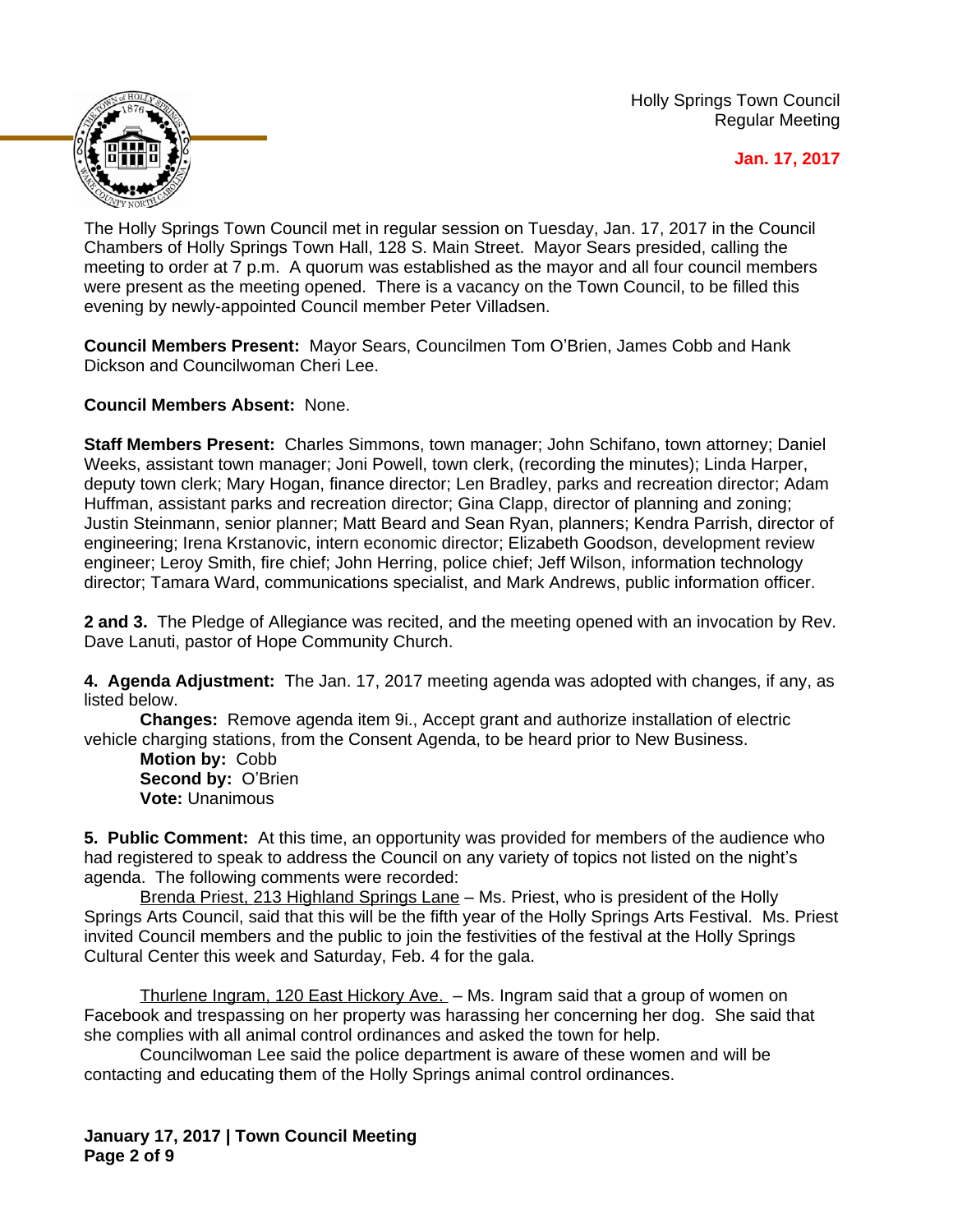Holly Springs Town Council
Regular Meeting

**Jan. 17, 2017**

The Holly Springs Town Council met in regular session on Tuesday, Jan. 17, 2017 in the Council Chambers of Holly Springs Town Hall, 128 S. Main Street. Mayor Sears presided, calling the meeting to order at 7 p.m. A quorum was established as the mayor and all four council members were present as the meeting opened. There is a vacancy on the Town Council, to be filled this evening by newly-appointed Council member Peter Villadsen.

**Council Members Present:** Mayor Sears, Councilmen Tom O'Brien, James Cobb and Hank Dickson and Councilwoman Cheri Lee.

**Council Members Absent:** None.

**Staff Members Present:** Charles Simmons, town manager; John Schifano, town attorney; Daniel Weeks, assistant town manager; Joni Powell, town clerk, (recording the minutes); Linda Harper, deputy town clerk; Mary Hogan, finance director; Len Bradley, parks and recreation director; Adam Huffman, assistant parks and recreation director; Gina Clapp, director of planning and zoning; Justin Steinmann, senior planner; Matt Beard and Sean Ryan, planners; Kendra Parrish, director of engineering; Irena Krstanovic, intern economic director; Elizabeth Goodson, development review engineer; Leroy Smith, fire chief; John Herring, police chief; Jeff Wilson, information technology director; Tamara Ward, communications specialist, and Mark Andrews, public information officer.

**2 and 3.** The Pledge of Allegiance was recited, and the meeting opened with an invocation by Rev. Dave Lanuti, pastor of Hope Community Church.

**4. Agenda Adjustment:** The Jan. 17, 2017 meeting agenda was adopted with changes, if any, as listed below.

**Changes:** Remove agenda item 9i., Accept grant and authorize installation of electric vehicle charging stations, from the Consent Agenda, to be heard prior to New Business.

**Motion by:** Cobb
**Second by:** O'Brien
**Vote:** Unanimous

**5. Public Comment:** At this time, an opportunity was provided for members of the audience who had registered to speak to address the Council on any variety of topics not listed on the night's agenda. The following comments were recorded:

Brenda Priest, 213 Highland Springs Lane – Ms. Priest, who is president of the Holly Springs Arts Council, said that this will be the fifth year of the Holly Springs Arts Festival. Ms. Priest invited Council members and the public to join the festivities of the festival at the Holly Springs Cultural Center this week and Saturday, Feb. 4 for the gala.

Thurlene Ingram, 120 East Hickory Ave. – Ms. Ingram said that a group of women on Facebook and trespassing on her property was harassing her concerning her dog. She said that she complies with all animal control ordinances and asked the town for help.

Councilwoman Lee said the police department is aware of these women and will be contacting and educating them of the Holly Springs animal control ordinances.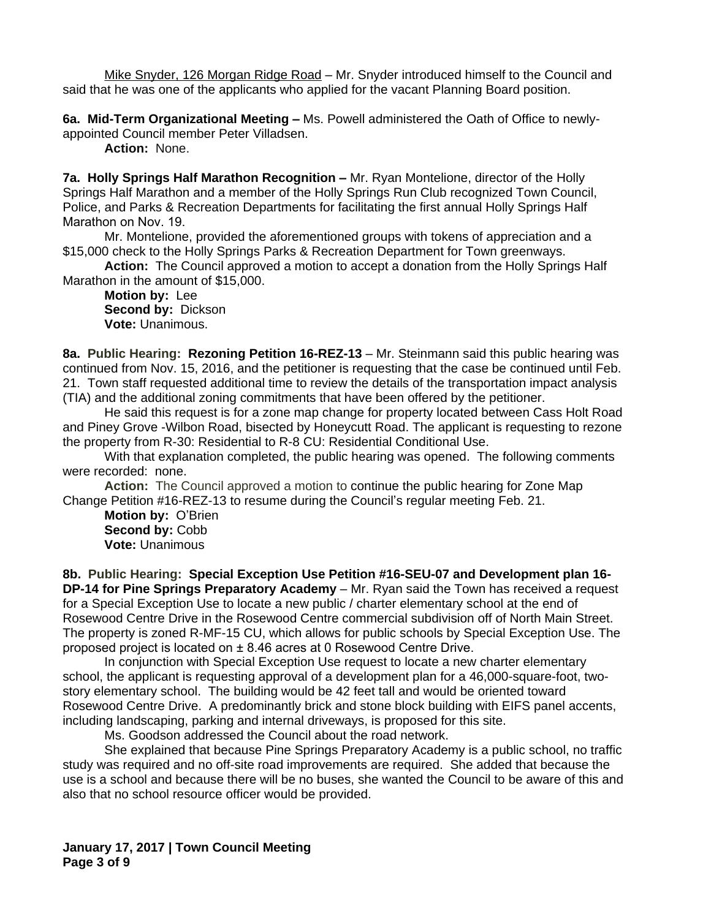Mike Snyder, 126 Morgan Ridge Road – Mr. Snyder introduced himself to the Council and said that he was one of the applicants who applied for the vacant Planning Board position.

**6a. Mid-Term Organizational Meeting –** Ms. Powell administered the Oath of Office to newly-appointed Council member Peter Villadsen.

**Action:** None.

**7a. Holly Springs Half Marathon Recognition –** Mr. Ryan Montelione, director of the Holly Springs Half Marathon and a member of the Holly Springs Run Club recognized Town Council, Police, and Parks & Recreation Departments for facilitating the first annual Holly Springs Half Marathon on Nov. 19.

Mr. Montelione, provided the aforementioned groups with tokens of appreciation and a $15,000 check to the Holly Springs Parks & Recreation Department for Town greenways.

**Action:** The Council approved a motion to accept a donation from the Holly Springs Half Marathon in the amount of $15,000.

**Motion by:** Lee
**Second by:** Dickson
**Vote:** Unanimous.

**8a. Public Hearing: Rezoning Petition 16-REZ-13** – Mr. Steinmann said this public hearing was continued from Nov. 15, 2016, and the petitioner is requesting that the case be continued until Feb. 21. Town staff requested additional time to review the details of the transportation impact analysis (TIA) and the additional zoning commitments that have been offered by the petitioner.

He said this request is for a zone map change for property located between Cass Holt Road and Piney Grove -Wilbon Road, bisected by Honeycutt Road. The applicant is requesting to rezone the property from R-30: Residential to R-8 CU: Residential Conditional Use.

With that explanation completed, the public hearing was opened. The following comments were recorded: none.

**Action:** The Council approved a motion to continue the public hearing for Zone Map Change Petition #16-REZ-13 to resume during the Council's regular meeting Feb. 21.

**Motion by:** O'Brien
**Second by:** Cobb
**Vote:** Unanimous

**8b. Public Hearing: Special Exception Use Petition #16-SEU-07 and Development plan 16-DP-14 for Pine Springs Preparatory Academy** – Mr. Ryan said the Town has received a request for a Special Exception Use to locate a new public / charter elementary school at the end of Rosewood Centre Drive in the Rosewood Centre commercial subdivision off of North Main Street. The property is zoned R-MF-15 CU, which allows for public schools by Special Exception Use. The proposed project is located on ± 8.46 acres at 0 Rosewood Centre Drive.

In conjunction with Special Exception Use request to locate a new charter elementary school, the applicant is requesting approval of a development plan for a 46,000-square-foot, two-story elementary school. The building would be 42 feet tall and would be oriented toward Rosewood Centre Drive. A predominantly brick and stone block building with EIFS panel accents, including landscaping, parking and internal driveways, is proposed for this site.

Ms. Goodson addressed the Council about the road network.

She explained that because Pine Springs Preparatory Academy is a public school, no traffic study was required and no off-site road improvements are required. She added that because the use is a school and because there will be no buses, she wanted the Council to be aware of this and also that no school resource officer would be provided.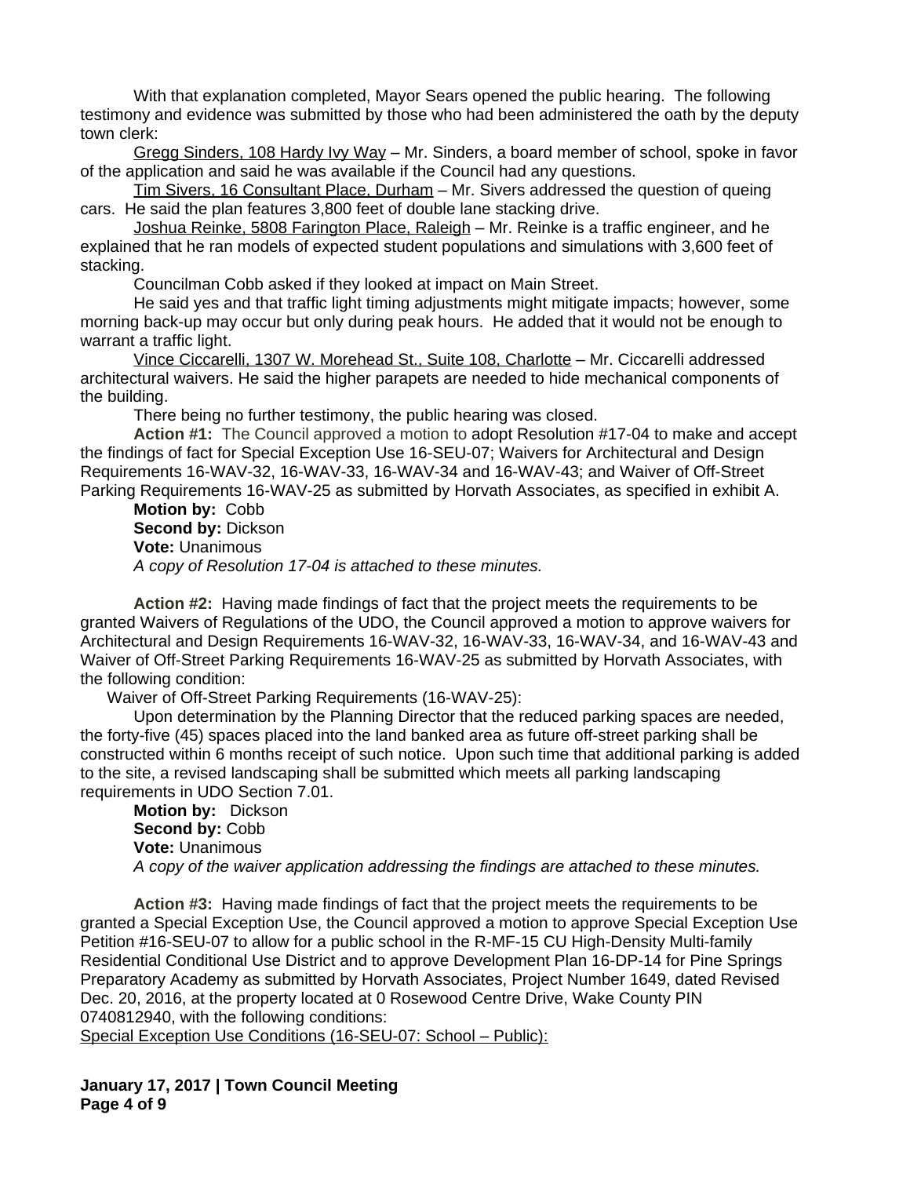With that explanation completed, Mayor Sears opened the public hearing. The following testimony and evidence was submitted by those who had been administered the oath by the deputy town clerk:

Gregg Sinders, 108 Hardy Ivy Way – Mr. Sinders, a board member of school, spoke in favor of the application and said he was available if the Council had any questions.

Tim Sivers, 16 Consultant Place, Durham – Mr. Sivers addressed the question of queing cars. He said the plan features 3,800 feet of double lane stacking drive.

Joshua Reinke, 5808 Farington Place, Raleigh – Mr. Reinke is a traffic engineer, and he explained that he ran models of expected student populations and simulations with 3,600 feet of stacking.

Councilman Cobb asked if they looked at impact on Main Street.

He said yes and that traffic light timing adjustments might mitigate impacts; however, some morning back-up may occur but only during peak hours. He added that it would not be enough to warrant a traffic light.

Vince Ciccarelli, 1307 W. Morehead St., Suite 108, Charlotte – Mr. Ciccarelli addressed architectural waivers. He said the higher parapets are needed to hide mechanical components of the building.

There being no further testimony, the public hearing was closed.

**Action #1:** The Council approved a motion to adopt Resolution #17-04 to make and accept the findings of fact for Special Exception Use 16-SEU-07; Waivers for Architectural and Design Requirements 16-WAV-32, 16-WAV-33, 16-WAV-34 and 16-WAV-43; and Waiver of Off-Street Parking Requirements 16-WAV-25 as submitted by Horvath Associates, as specified in exhibit A.

**Motion by:** Cobb
**Second by:** Dickson
**Vote:** Unanimous
*A copy of Resolution 17-04 is attached to these minutes.*

**Action #2:** Having made findings of fact that the project meets the requirements to be granted Waivers of Regulations of the UDO, the Council approved a motion to approve waivers for Architectural and Design Requirements 16-WAV-32, 16-WAV-33, 16-WAV-34, and 16-WAV-43 and Waiver of Off-Street Parking Requirements 16-WAV-25 as submitted by Horvath Associates, with the following condition:

Waiver of Off-Street Parking Requirements (16-WAV-25):

Upon determination by the Planning Director that the reduced parking spaces are needed, the forty-five (45) spaces placed into the land banked area as future off-street parking shall be constructed within 6 months receipt of such notice. Upon such time that additional parking is added to the site, a revised landscaping shall be submitted which meets all parking landscaping requirements in UDO Section 7.01.

**Motion by:** Dickson
**Second by:** Cobb
**Vote:** Unanimous
*A copy of the waiver application addressing the findings are attached to these minutes.*

**Action #3:** Having made findings of fact that the project meets the requirements to be granted a Special Exception Use, the Council approved a motion to approve Special Exception Use Petition #16-SEU-07 to allow for a public school in the R-MF-15 CU High-Density Multi-family Residential Conditional Use District and to approve Development Plan 16-DP-14 for Pine Springs Preparatory Academy as submitted by Horvath Associates, Project Number 1649, dated Revised Dec. 20, 2016, at the property located at 0 Rosewood Centre Drive, Wake County PIN 0740812940, with the following conditions:

Special Exception Use Conditions (16-SEU-07: School – Public):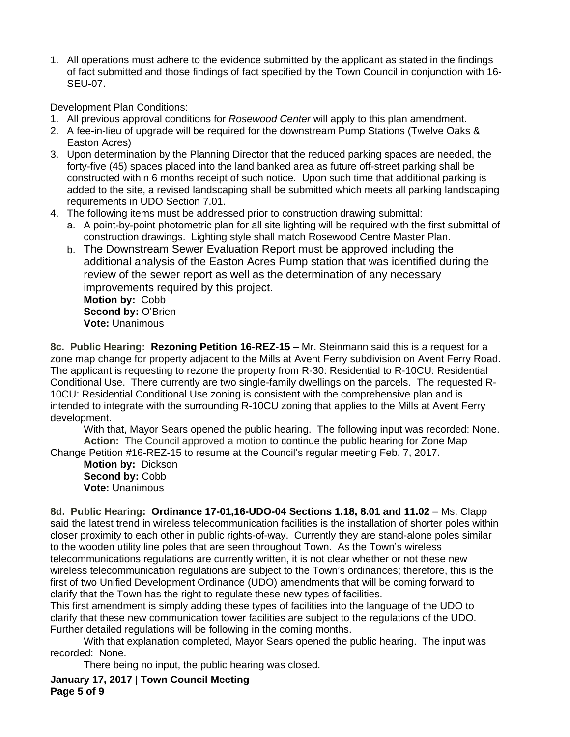1. All operations must adhere to the evidence submitted by the applicant as stated in the findings of fact submitted and those findings of fact specified by the Town Council in conjunction with 16-SEU-07.

Development Plan Conditions:

1. All previous approval conditions for *Rosewood Center* will apply to this plan amendment.
2. A fee-in-lieu of upgrade will be required for the downstream Pump Stations (Twelve Oaks & Easton Acres)
3. Upon determination by the Planning Director that the reduced parking spaces are needed, the forty-five (45) spaces placed into the land banked area as future off-street parking shall be constructed within 6 months receipt of such notice. Upon such time that additional parking is added to the site, a revised landscaping shall be submitted which meets all parking landscaping requirements in UDO Section 7.01.
4. The following items must be addressed prior to construction drawing submittal:
   a. A point-by-point photometric plan for all site lighting will be required with the first submittal of construction drawings. Lighting style shall match Rosewood Centre Master Plan.
   b. The Downstream Sewer Evaluation Report must be approved including the additional analysis of the Easton Acres Pump station that was identified during the review of the sewer report as well as the determination of any necessary improvements required by this project.
   **Motion by:** Cobb
   **Second by:** O'Brien
   **Vote:** Unanimous

**8c. Public Hearing: Rezoning Petition 16-REZ-15** – Mr. Steinmann said this is a request for a zone map change for property adjacent to the Mills at Avent Ferry subdivision on Avent Ferry Road. The applicant is requesting to rezone the property from R-30: Residential to R-10CU: Residential Conditional Use. There currently are two single-family dwellings on the parcels. The requested R-10CU: Residential Conditional Use zoning is consistent with the comprehensive plan and is intended to integrate with the surrounding R-10CU zoning that applies to the Mills at Avent Ferry development.

With that, Mayor Sears opened the public hearing. The following input was recorded: None.

**Action:** The Council approved a motion to continue the public hearing for Zone Map Change Petition #16-REZ-15 to resume at the Council's regular meeting Feb. 7, 2017.

**Motion by:** Dickson
**Second by:** Cobb
**Vote:** Unanimous

**8d. Public Hearing: Ordinance 17-01,16-UDO-04 Sections 1.18, 8.01 and 11.02** – Ms. Clapp said the latest trend in wireless telecommunication facilities is the installation of shorter poles within closer proximity to each other in public rights-of-way. Currently they are stand-alone poles similar to the wooden utility line poles that are seen throughout Town. As the Town's wireless telecommunications regulations are currently written, it is not clear whether or not these new wireless telecommunication regulations are subject to the Town's ordinances; therefore, this is the first of two Unified Development Ordinance (UDO) amendments that will be coming forward to clarify that the Town has the right to regulate these new types of facilities.

This first amendment is simply adding these types of facilities into the language of the UDO to clarify that these new communication tower facilities are subject to the regulations of the UDO. Further detailed regulations will be following in the coming months.

With that explanation completed, Mayor Sears opened the public hearing. The input was recorded: None.

There being no input, the public hearing was closed.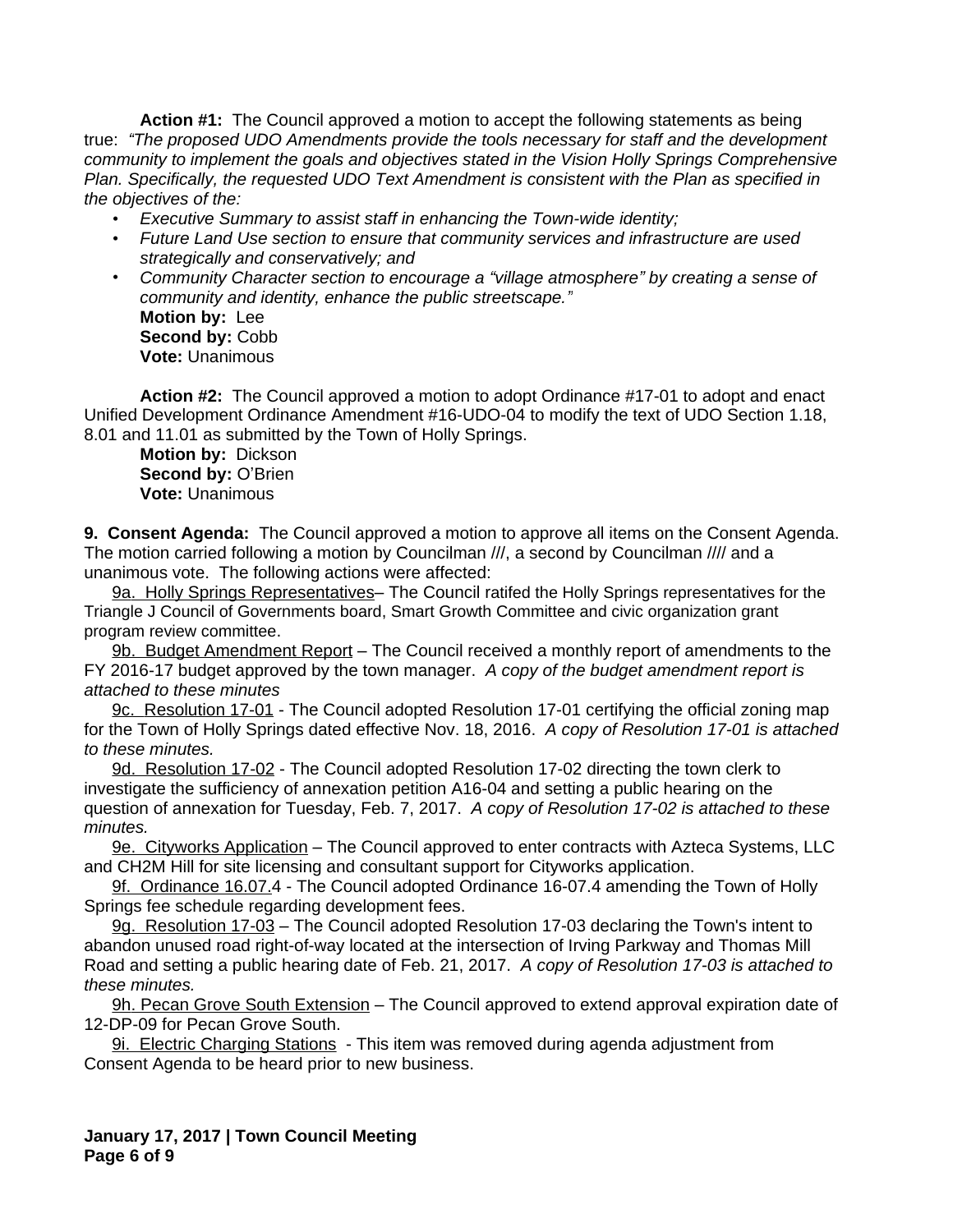**Action #1:** The Council approved a motion to accept the following statements as being true: *"The proposed UDO Amendments provide the tools necessary for staff and the development community to implement the goals and objectives stated in the Vision Holly Springs Comprehensive Plan. Specifically, the requested UDO Text Amendment is consistent with the Plan as specified in the objectives of the:*

- *Executive Summary to assist staff in enhancing the Town-wide identity;*
- *Future Land Use section to ensure that community services and infrastructure are used strategically and conservatively; and*
- *Community Character section to encourage a "village atmosphere" by creating a sense of community and identity, enhance the public streetscape."*

**Motion by:** Lee
**Second by:** Cobb
**Vote:** Unanimous

**Action #2:** The Council approved a motion to adopt Ordinance #17-01 to adopt and enact Unified Development Ordinance Amendment #16-UDO-04 to modify the text of UDO Section 1.18, 8.01 and 11.01 as submitted by the Town of Holly Springs.

**Motion by:** Dickson
**Second by:** O'Brien
**Vote:** Unanimous

**9. Consent Agenda:** The Council approved a motion to approve all items on the Consent Agenda. The motion carried following a motion by Councilman ///, a second by Councilman //// and a unanimous vote. The following actions were affected:

9a. Holly Springs Representatives– The Council ratifed the Holly Springs representatives for the Triangle J Council of Governments board, Smart Growth Committee and civic organization grant program review committee.

9b. Budget Amendment Report – The Council received a monthly report of amendments to the FY 2016-17 budget approved by the town manager. *A copy of the budget amendment report is attached to these minutes*

9c. Resolution 17-01 - The Council adopted Resolution 17-01 certifying the official zoning map for the Town of Holly Springs dated effective Nov. 18, 2016. *A copy of Resolution 17-01 is attached to these minutes.*

9d. Resolution 17-02 - The Council adopted Resolution 17-02 directing the town clerk to investigate the sufficiency of annexation petition A16-04 and setting a public hearing on the question of annexation for Tuesday, Feb. 7, 2017. *A copy of Resolution 17-02 is attached to these minutes.*

9e. Cityworks Application – The Council approved to enter contracts with Azteca Systems, LLC and CH2M Hill for site licensing and consultant support for Cityworks application.

9f. Ordinance 16.07.4 - The Council adopted Ordinance 16-07.4 amending the Town of Holly Springs fee schedule regarding development fees.

9g. Resolution 17-03 – The Council adopted Resolution 17-03 declaring the Town's intent to abandon unused road right-of-way located at the intersection of Irving Parkway and Thomas Mill Road and setting a public hearing date of Feb. 21, 2017. *A copy of Resolution 17-03 is attached to these minutes.*

9h. Pecan Grove South Extension – The Council approved to extend approval expiration date of 12-DP-09 for Pecan Grove South.

9i. Electric Charging Stations - This item was removed during agenda adjustment from Consent Agenda to be heard prior to new business.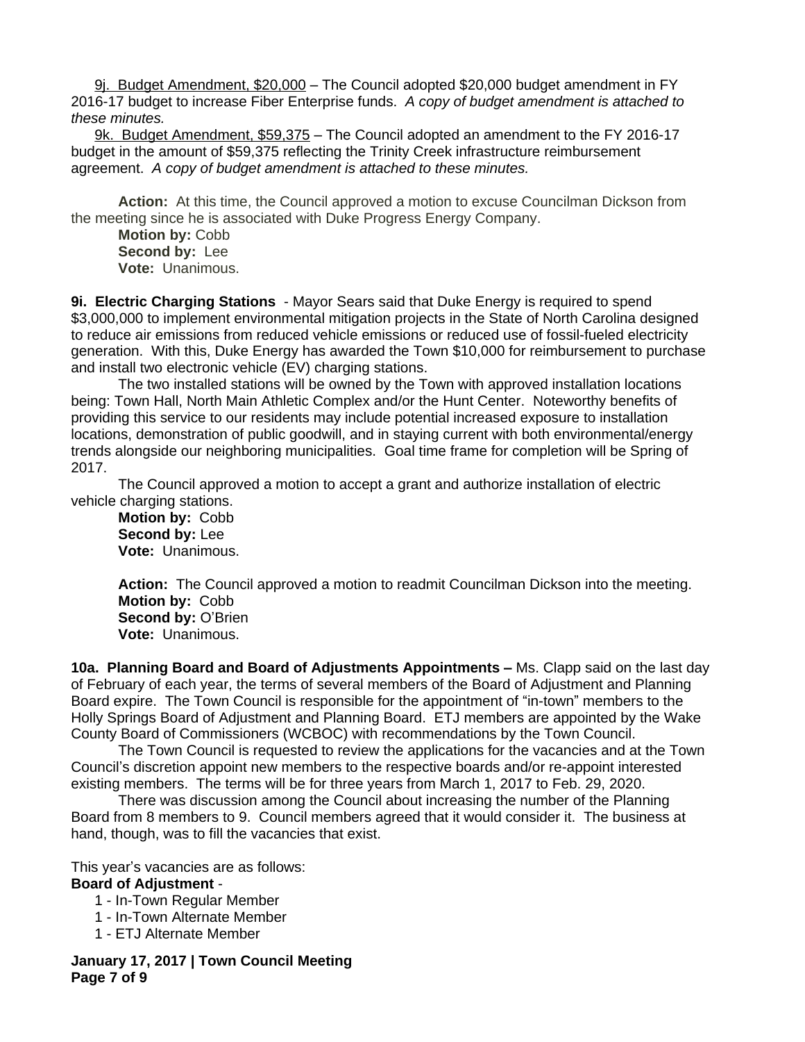9j. Budget Amendment, $20,000 – The Council adopted $20,000 budget amendment in FY 2016-17 budget to increase Fiber Enterprise funds. *A copy of budget amendment is attached to these minutes.*

9k. Budget Amendment, $59,375 – The Council adopted an amendment to the FY 2016-17 budget in the amount of $59,375 reflecting the Trinity Creek infrastructure reimbursement agreement. *A copy of budget amendment is attached to these minutes.*

**Action:** At this time, the Council approved a motion to excuse Councilman Dickson from the meeting since he is associated with Duke Progress Energy Company.
**Motion by:** Cobb
**Second by:** Lee
**Vote:** Unanimous.

**9i. Electric Charging Stations** - Mayor Sears said that Duke Energy is required to spend $3,000,000 to implement environmental mitigation projects in the State of North Carolina designed to reduce air emissions from reduced vehicle emissions or reduced use of fossil-fueled electricity generation. With this, Duke Energy has awarded the Town $10,000 for reimbursement to purchase and install two electronic vehicle (EV) charging stations.

The two installed stations will be owned by the Town with approved installation locations being: Town Hall, North Main Athletic Complex and/or the Hunt Center. Noteworthy benefits of providing this service to our residents may include potential increased exposure to installation locations, demonstration of public goodwill, and in staying current with both environmental/energy trends alongside our neighboring municipalities. Goal time frame for completion will be Spring of 2017.

The Council approved a motion to accept a grant and authorize installation of electric vehicle charging stations.
**Motion by:** Cobb
**Second by:** Lee
**Vote:** Unanimous.

**Action:** The Council approved a motion to readmit Councilman Dickson into the meeting.
**Motion by:** Cobb
**Second by:** O'Brien
**Vote:** Unanimous.

**10a. Planning Board and Board of Adjustments Appointments –** Ms. Clapp said on the last day of February of each year, the terms of several members of the Board of Adjustment and Planning Board expire. The Town Council is responsible for the appointment of "in-town" members to the Holly Springs Board of Adjustment and Planning Board. ETJ members are appointed by the Wake County Board of Commissioners (WCBOC) with recommendations by the Town Council.

The Town Council is requested to review the applications for the vacancies and at the Town Council's discretion appoint new members to the respective boards and/or re-appoint interested existing members. The terms will be for three years from March 1, 2017 to Feb. 29, 2020.

There was discussion among the Council about increasing the number of the Planning Board from 8 members to 9. Council members agreed that it would consider it. The business at hand, though, was to fill the vacancies that exist.

This year's vacancies are as follows:
**Board of Adjustment** -

1 - In-Town Regular Member
1 - In-Town Alternate Member
1 - ETJ Alternate Member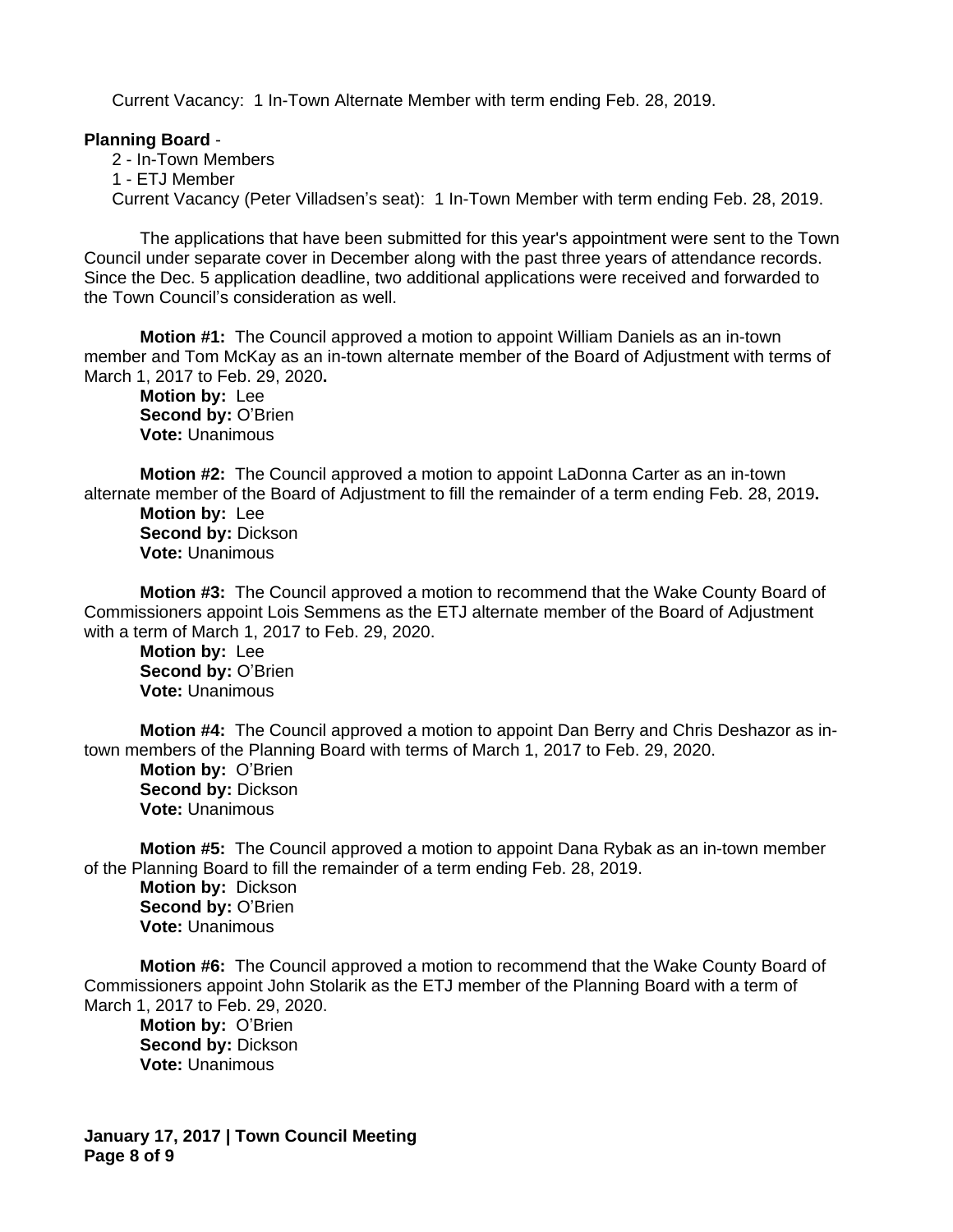Current Vacancy: 1 In-Town Alternate Member with term ending Feb. 28, 2019.

**Planning Board** -

2 - In-Town Members
1 - ETJ Member
Current Vacancy (Peter Villadsen's seat): 1 In-Town Member with term ending Feb. 28, 2019.

The applications that have been submitted for this year's appointment were sent to the Town Council under separate cover in December along with the past three years of attendance records. Since the Dec. 5 application deadline, two additional applications were received and forwarded to the Town Council's consideration as well.

**Motion #1:** The Council approved a motion to appoint William Daniels as an in-town member and Tom McKay as an in-town alternate member of the Board of Adjustment with terms of March 1, 2017 to Feb. 29, 2020**.**
**Motion by:** Lee
**Second by:** O'Brien
**Vote:** Unanimous

**Motion #2:** The Council approved a motion to appoint LaDonna Carter as an in-town alternate member of the Board of Adjustment to fill the remainder of a term ending Feb. 28, 2019**.**
**Motion by:** Lee
**Second by:** Dickson
**Vote:** Unanimous

**Motion #3:** The Council approved a motion to recommend that the Wake County Board of Commissioners appoint Lois Semmens as the ETJ alternate member of the Board of Adjustment with a term of March 1, 2017 to Feb. 29, 2020.
**Motion by:** Lee
**Second by:** O'Brien
**Vote:** Unanimous

**Motion #4:** The Council approved a motion to appoint Dan Berry and Chris Deshazor as in-town members of the Planning Board with terms of March 1, 2017 to Feb. 29, 2020.
**Motion by:** O'Brien
**Second by:** Dickson
**Vote:** Unanimous

**Motion #5:** The Council approved a motion to appoint Dana Rybak as an in-town member of the Planning Board to fill the remainder of a term ending Feb. 28, 2019.
**Motion by:** Dickson
**Second by:** O'Brien
**Vote:** Unanimous

**Motion #6:** The Council approved a motion to recommend that the Wake County Board of Commissioners appoint John Stolarik as the ETJ member of the Planning Board with a term of March 1, 2017 to Feb. 29, 2020.
**Motion by:** O'Brien
**Second by:** Dickson
**Vote:** Unanimous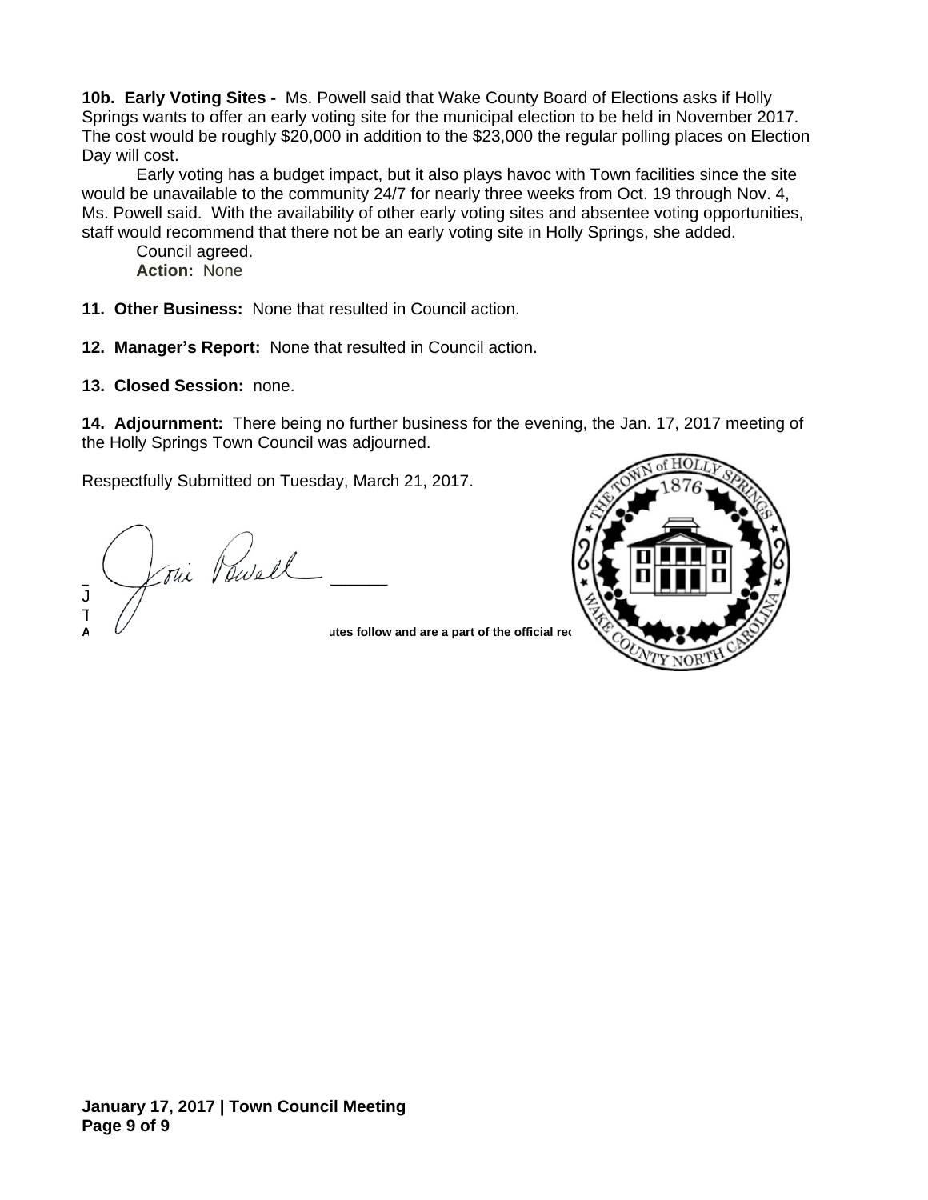**10b. Early Voting Sites -** Ms. Powell said that Wake County Board of Elections asks if Holly Springs wants to offer an early voting site for the municipal election to be held in November 2017. The cost would be roughly $20,000 in addition to the $23,000 the regular polling places on Election Day will cost.

Early voting has a budget impact, but it also plays havoc with Town facilities since the site would be unavailable to the community 24/7 for nearly three weeks from Oct. 19 through Nov. 4, Ms. Powell said. With the availability of other early voting sites and absentee voting opportunities, staff would recommend that there not be an early voting site in Holly Springs, she added.

Council agreed.

**Action:** None

**11. Other Business:** None that resulted in Council action.

**12. Manager's Report:** None that resulted in Council action.

**13. Closed Session:** none.

**14. Adjournment:** There being no further business for the evening, the Jan. 17, 2017 meeting of the Holly Springs Town Council was adjourned.

Respectfully Submitted on Tuesday, March 21, 2017.

J
T
**A ... utes follow and are a part of the official re...**